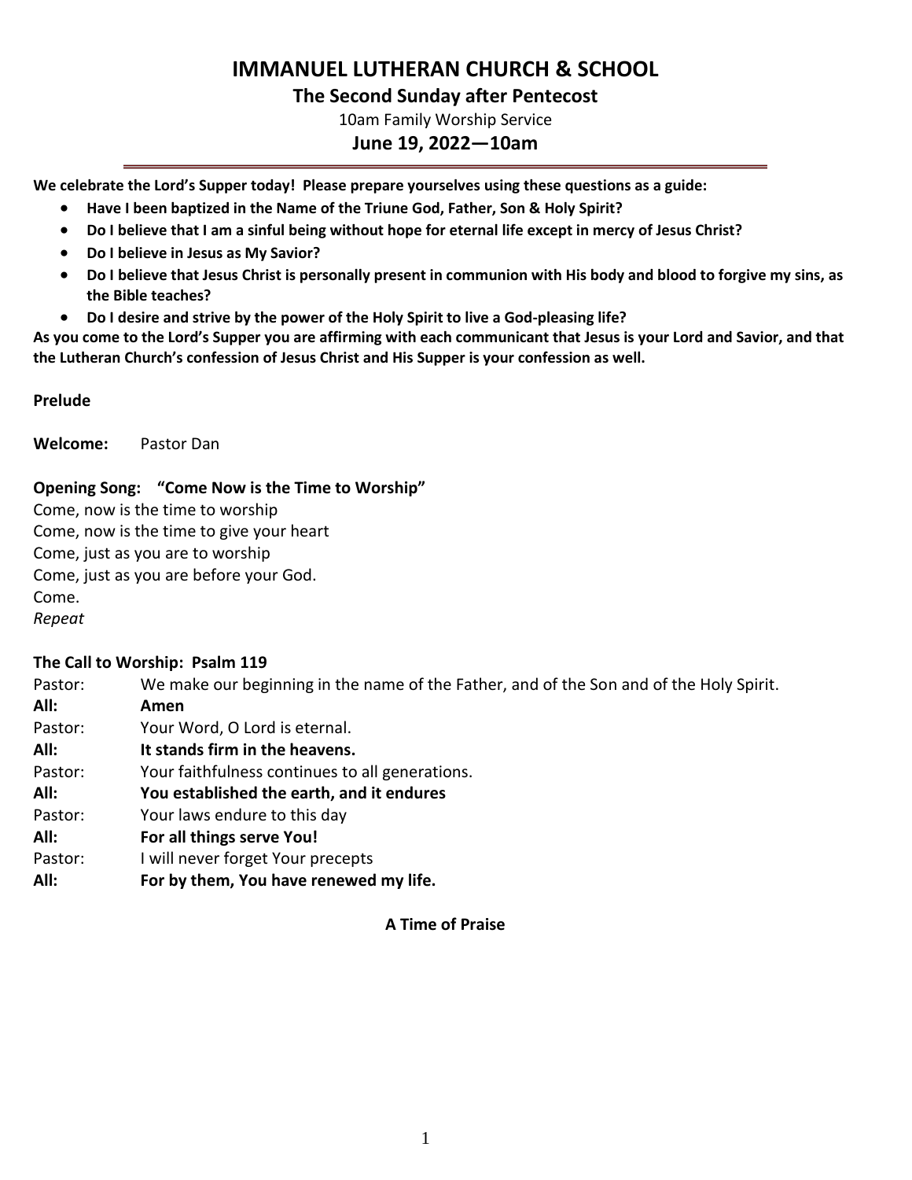# IMMANUEL LUTHERAN CHURCH & SCHOOL

## The Second Sunday after Pentecost

10am Family Worship Service

### June 19, 2022—10am

**We celebrate the Lord's Supper today! Please prepare yourselves using these questions as a guide:**

- **Have I been baptized in the Name of the Triune God, Father, Son & Holy Spirit?**
- **Do I believe that I am a sinful being without hope for eternal life except in mercy of Jesus Christ?**
- **Do I believe in Jesus as My Savior?**
- **Do I believe that Jesus Christ is personally present in communion with His body and blood to forgive my sins, as the Bible teaches?**
- **Do I desire and strive by the power of the Holy Spirit to live a God-pleasing life?**

**As you come to the Lord's Supper you are affirming with each communicant that Jesus is your Lord and Savior, and that the Lutheran Church's confession of Jesus Christ and His Supper is your confession as well.**

**Prelude**

**Welcome:** Pastor Dan

**Opening Song: "Come Now is the Time to Worship"**

Come, now is the time to worship
Come, now is the time to give your heart
Come, just as you are to worship
Come, just as you are before your God.
Come.
*Repeat*

**The Call to Worship: Psalm 119**

Pastor: We make our beginning in the name of the Father, and of the Son and of the Holy Spirit.
**All: Amen**
Pastor: Your Word, O Lord is eternal.
**All: It stands firm in the heavens.**
Pastor: Your faithfulness continues to all generations.
**All: You established the earth, and it endures**
Pastor: Your laws endure to this day
**All: For all things serve You!**
Pastor: I will never forget Your precepts
**All: For by them, You have renewed my life.**

**A Time of Praise**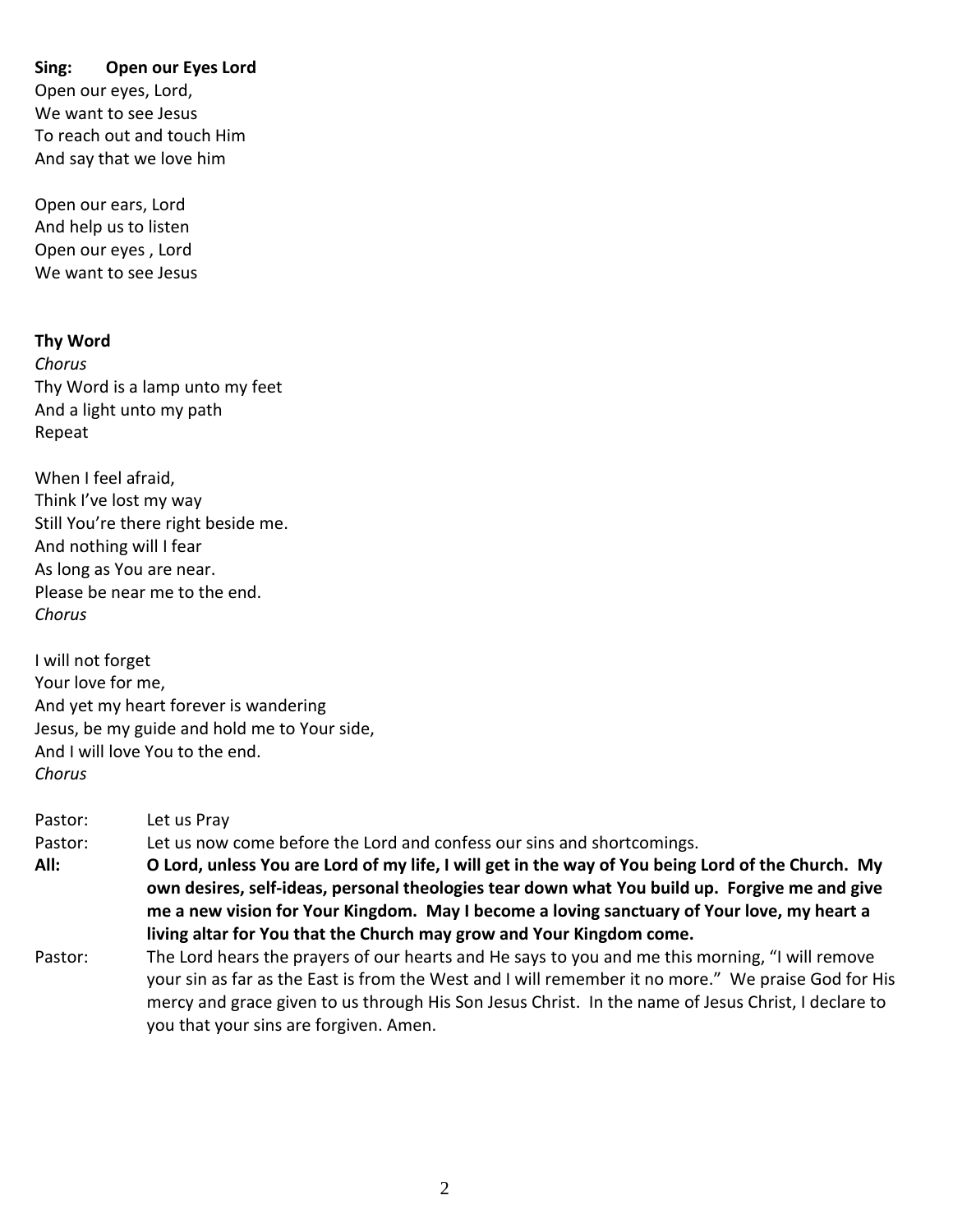**Sing:  Open our Eyes Lord**

Open our eyes, Lord,
We want to see Jesus
To reach out and touch Him
And say that we love him

Open our ears, Lord
And help us to listen
Open our eyes , Lord
We want to see Jesus

**Thy Word**

*Chorus*
Thy Word is a lamp unto my feet
And a light unto my path
Repeat

When I feel afraid,
Think I've lost my way
Still You're there right beside me.
And nothing will I fear
As long as You are near.
Please be near me to the end.
*Chorus*

I will not forget
Your love for me,
And yet my heart forever is wandering
Jesus, be my guide and hold me to Your side,
And I will love You to the end.
*Chorus*

Pastor: Let us Pray

Pastor: Let us now come before the Lord and confess our sins and shortcomings.

**All: O Lord, unless You are Lord of my life, I will get in the way of You being Lord of the Church. My own desires, self-ideas, personal theologies tear down what You build up. Forgive me and give me a new vision for Your Kingdom. May I become a loving sanctuary of Your love, my heart a living altar for You that the Church may grow and Your Kingdom come.**

Pastor: The Lord hears the prayers of our hearts and He says to you and me this morning, "I will remove your sin as far as the East is from the West and I will remember it no more." We praise God for His mercy and grace given to us through His Son Jesus Christ. In the name of Jesus Christ, I declare to you that your sins are forgiven. Amen.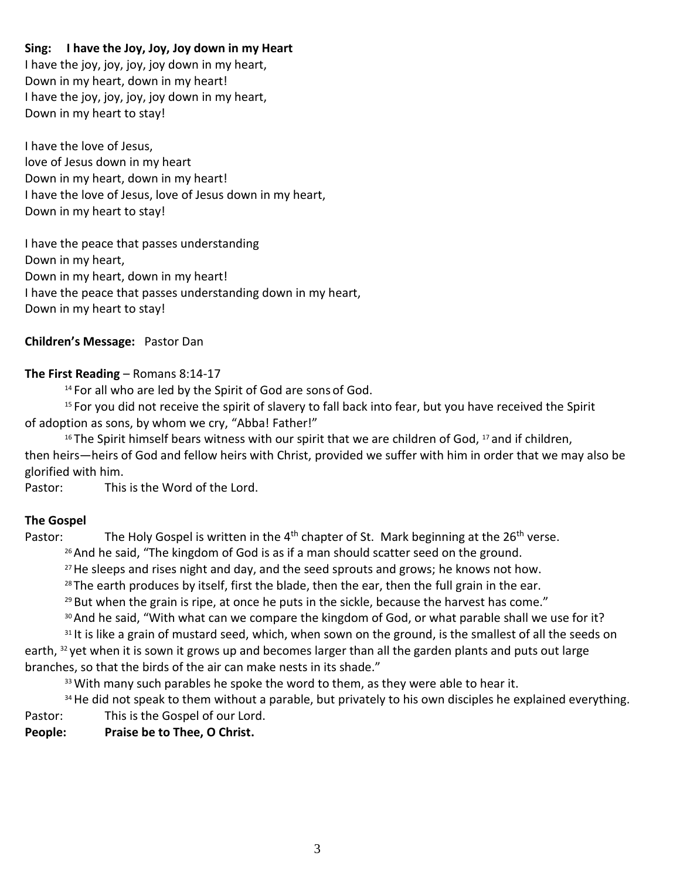**Sing: I have the Joy, Joy, Joy down in my Heart**

I have the joy, joy, joy, joy down in my heart,
Down in my heart, down in my heart!
I have the joy, joy, joy, joy down in my heart,
Down in my heart to stay!

I have the love of Jesus,
love of Jesus down in my heart
Down in my heart, down in my heart!
I have the love of Jesus, love of Jesus down in my heart,
Down in my heart to stay!

I have the peace that passes understanding
Down in my heart,
Down in my heart, down in my heart!
I have the peace that passes understanding down in my heart,
Down in my heart to stay!

**Children's Message:** Pastor Dan

**The First Reading** – Romans 8:14-17

[14] For all who are led by the Spirit of God are sons of God.

[15] For you did not receive the spirit of slavery to fall back into fear, but you have received the Spirit of adoption as sons, by whom we cry, "Abba! Father!"

[16] The Spirit himself bears witness with our spirit that we are children of God, [17] and if children, then heirs—heirs of God and fellow heirs with Christ, provided we suffer with him in order that we may also be glorified with him.

Pastor: This is the Word of the Lord.

**The Gospel**

Pastor: The Holy Gospel is written in the 4th chapter of St. Mark beginning at the 26th verse.

[26] And he said, "The kingdom of God is as if a man should scatter seed on the ground.

[27] He sleeps and rises night and day, and the seed sprouts and grows; he knows not how.

[28] The earth produces by itself, first the blade, then the ear, then the full grain in the ear.

[29] But when the grain is ripe, at once he puts in the sickle, because the harvest has come."

[30] And he said, "With what can we compare the kingdom of God, or what parable shall we use for it?

[31] It is like a grain of mustard seed, which, when sown on the ground, is the smallest of all the seeds on earth, [32] yet when it is sown it grows up and becomes larger than all the garden plants and puts out large branches, so that the birds of the air can make nests in its shade."

[33] With many such parables he spoke the word to them, as they were able to hear it.

[34] He did not speak to them without a parable, but privately to his own disciples he explained everything.

Pastor: This is the Gospel of our Lord.

**People: Praise be to Thee, O Christ.**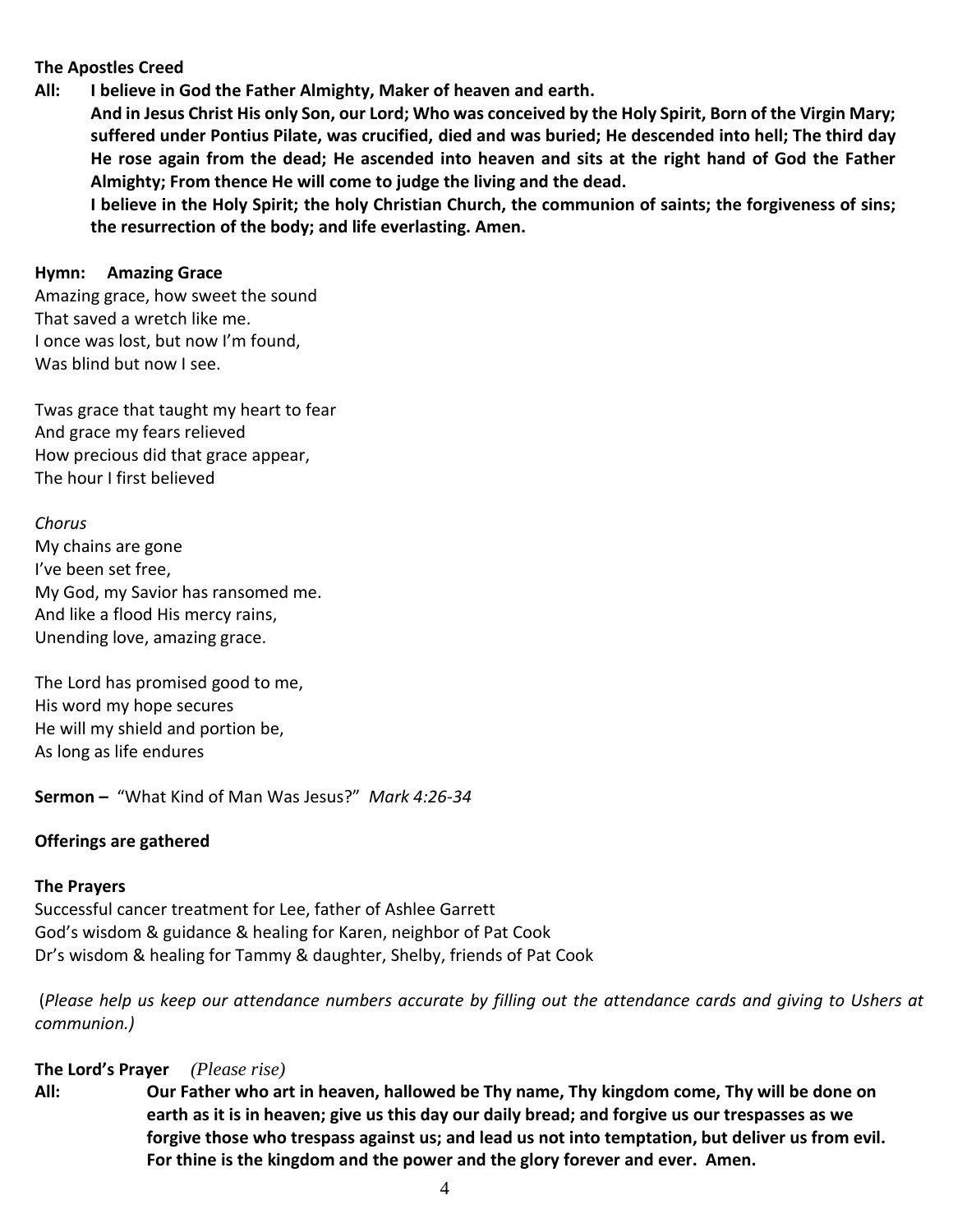**The Apostles Creed**

**All: I believe in God the Father Almighty, Maker of heaven and earth.**

**And in Jesus Christ His only Son, our Lord; Who was conceived by the Holy Spirit, Born of the Virgin Mary; suffered under Pontius Pilate, was crucified, died and was buried; He descended into hell; The third day He rose again from the dead; He ascended into heaven and sits at the right hand of God the Father Almighty; From thence He will come to judge the living and the dead.**

**I believe in the Holy Spirit; the holy Christian Church, the communion of saints; the forgiveness of sins; the resurrection of the body; and life everlasting. Amen.**

**Hymn: Amazing Grace**

Amazing grace, how sweet the sound
That saved a wretch like me.
I once was lost, but now I'm found,
Was blind but now I see.

Twas grace that taught my heart to fear
And grace my fears relieved
How precious did that grace appear,
The hour I first believed

*Chorus*
My chains are gone
I've been set free,
My God, my Savior has ransomed me.
And like a flood His mercy rains,
Unending love, amazing grace.

The Lord has promised good to me,
His word my hope secures
He will my shield and portion be,
As long as life endures

**Sermon –** "What Kind of Man Was Jesus?" *Mark 4:26-34*

**Offerings are gathered**

**The Prayers**

Successful cancer treatment for Lee, father of Ashlee Garrett
God's wisdom & guidance & healing for Karen, neighbor of Pat Cook
Dr's wisdom & healing for Tammy & daughter, Shelby, friends of Pat Cook

(*Please help us keep our attendance numbers accurate by filling out the attendance cards and giving to Ushers at communion.)*

**The Lord's Prayer** *(Please rise)*

**All: Our Father who art in heaven, hallowed be Thy name, Thy kingdom come, Thy will be done on earth as it is in heaven; give us this day our daily bread; and forgive us our trespasses as we forgive those who trespass against us; and lead us not into temptation, but deliver us from evil. For thine is the kingdom and the power and the glory forever and ever. Amen.**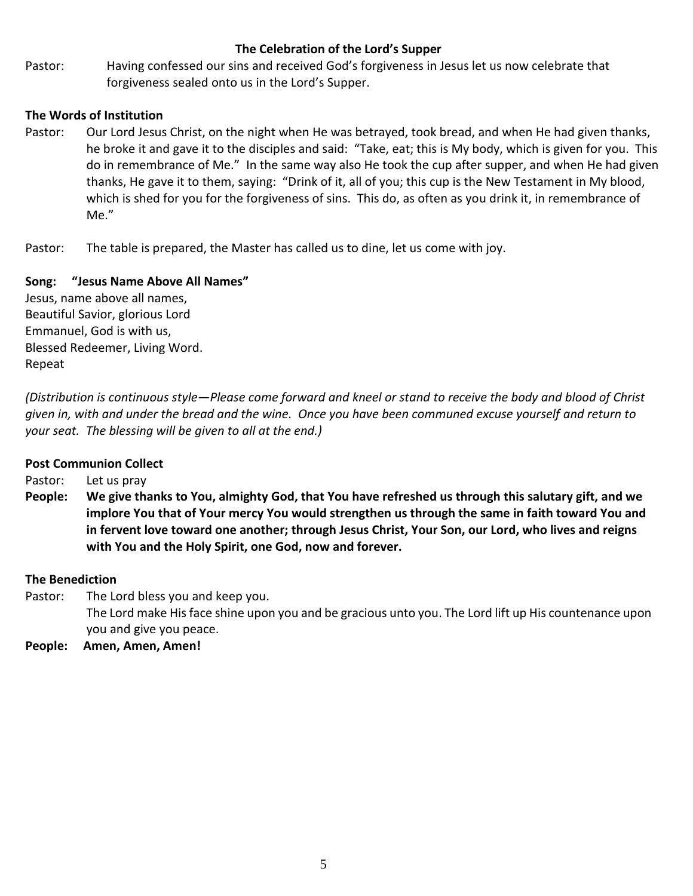## The Celebration of the Lord's Supper

Pastor: Having confessed our sins and received God's forgiveness in Jesus let us now celebrate that forgiveness sealed onto us in the Lord's Supper.

**The Words of Institution**

Pastor: Our Lord Jesus Christ, on the night when He was betrayed, took bread, and when He had given thanks, he broke it and gave it to the disciples and said: "Take, eat; this is My body, which is given for you. This do in remembrance of Me." In the same way also He took the cup after supper, and when He had given thanks, He gave it to them, saying: "Drink of it, all of you; this cup is the New Testament in My blood, which is shed for you for the forgiveness of sins. This do, as often as you drink it, in remembrance of Me."

Pastor: The table is prepared, the Master has called us to dine, let us come with joy.

**Song: "Jesus Name Above All Names"**

Jesus, name above all names,
Beautiful Savior, glorious Lord
Emmanuel, God is with us,
Blessed Redeemer, Living Word.
Repeat

*(Distribution is continuous style—Please come forward and kneel or stand to receive the body and blood of Christ given in, with and under the bread and the wine. Once you have been communed excuse yourself and return to your seat. The blessing will be given to all at the end.)*

**Post Communion Collect**

Pastor: Let us pray

**People: We give thanks to You, almighty God, that You have refreshed us through this salutary gift, and we implore You that of Your mercy You would strengthen us through the same in faith toward You and in fervent love toward one another; through Jesus Christ, Your Son, our Lord, who lives and reigns with You and the Holy Spirit, one God, now and forever.**

**The Benediction**

Pastor: The Lord bless you and keep you.
The Lord make His face shine upon you and be gracious unto you. The Lord lift up His countenance upon you and give you peace.

**People: Amen, Amen, Amen!**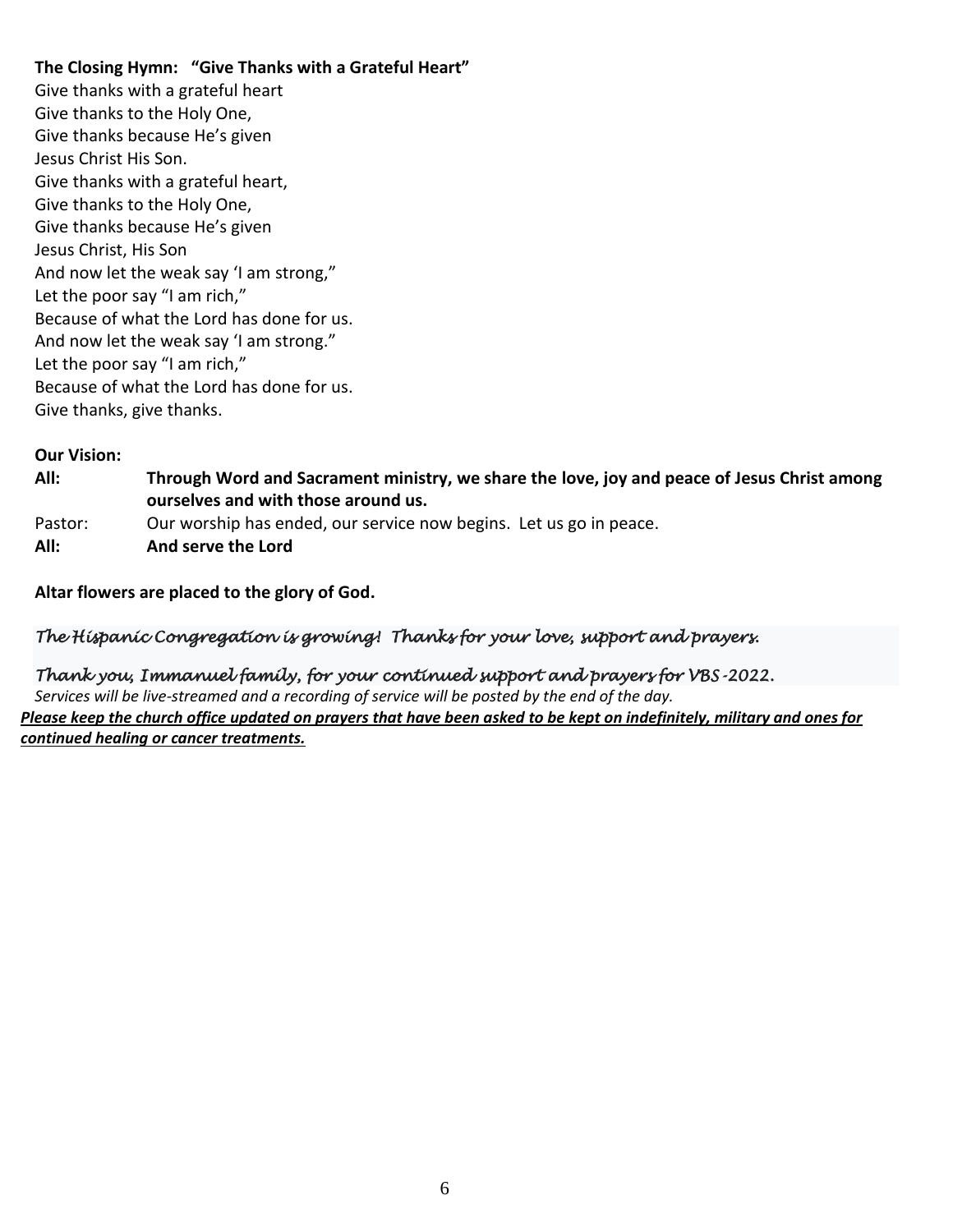**The Closing Hymn: "Give Thanks with a Grateful Heart"**

Give thanks with a grateful heart  
Give thanks to the Holy One,  
Give thanks because He's given  
Jesus Christ His Son.  
Give thanks with a grateful heart,  
Give thanks to the Holy One,  
Give thanks because He's given  
Jesus Christ, His Son  
And now let the weak say 'I am strong,"  
Let the poor say "I am rich,"  
Because of what the Lord has done for us.  
And now let the weak say 'I am strong."  
Let the poor say "I am rich,"  
Because of what the Lord has done for us.  
Give thanks, give thanks.

**Our Vision:**

**All:** **Through Word and Sacrament ministry, we share the love, joy and peace of Jesus Christ among ourselves and with those around us.**

Pastor: Our worship has ended, our service now begins. Let us go in peace.

**All:** **And serve the Lord**

**Altar flowers are placed to the glory of God.**

*The Hispanic Congregation is growing! Thanks for your love, support and prayers.*

*Thank you, Immanuel family, for your continued support and prayers for VBS -2022.*

*Services will be live-streamed and a recording of service will be posted by the end of the day.*

***Please keep the church office updated on prayers that have been asked to be kept on indefinitely, military and ones for continued healing or cancer treatments.***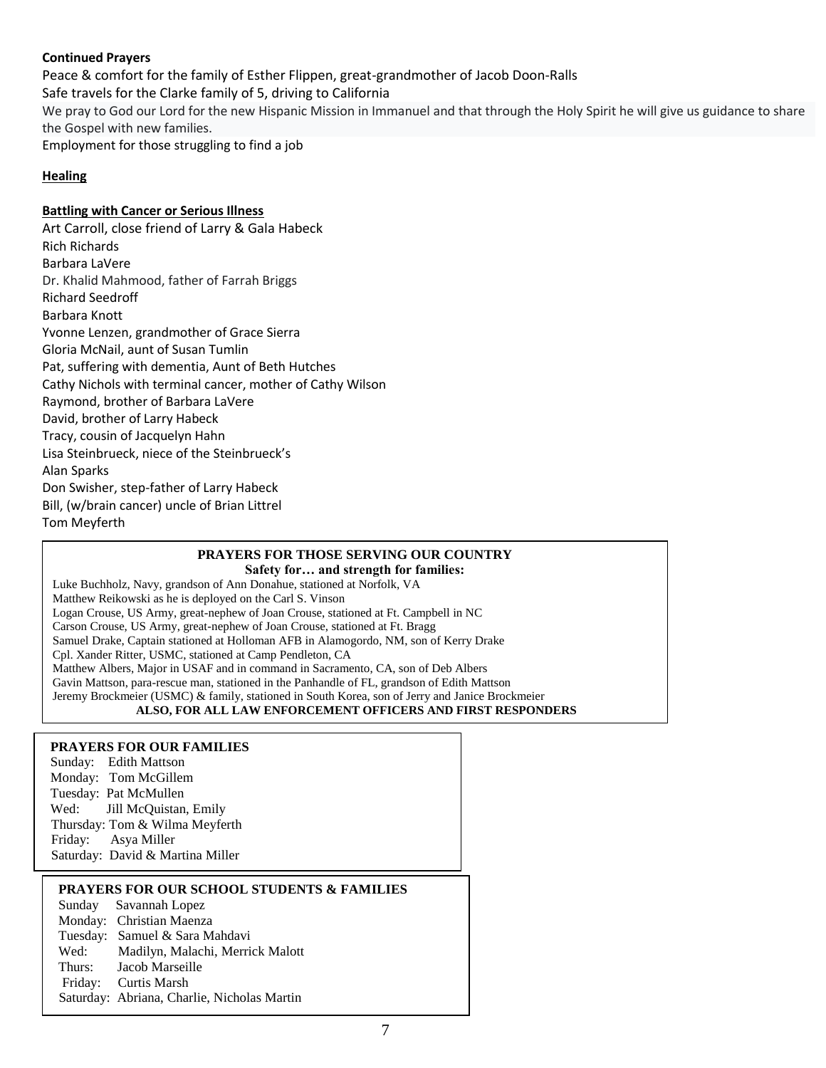**Continued Prayers**

Peace & comfort for the family of Esther Flippen, great-grandmother of Jacob Doon-Ralls

Safe travels for the Clarke family of 5, driving to California

We pray to God our Lord for the new Hispanic Mission in Immanuel and that through the Holy Spirit he will give us guidance to share the Gospel with new families.

Employment for those struggling to find a job

**Healing**

**Battling with Cancer or Serious Illness**

Art Carroll, close friend of Larry & Gala Habeck
Rich Richards
Barbara LaVere
Dr. Khalid Mahmood, father of Farrah Briggs
Richard Seedroff
Barbara Knott
Yvonne Lenzen, grandmother of Grace Sierra
Gloria McNail, aunt of Susan Tumlin
Pat, suffering with dementia, Aunt of Beth Hutches
Cathy Nichols with terminal cancer, mother of Cathy Wilson
Raymond, brother of Barbara LaVere
David, brother of Larry Habeck
Tracy, cousin of Jacquelyn Hahn
Lisa Steinbrueck, niece of the Steinbrueck's
Alan Sparks
Don Swisher, step-father of Larry Habeck
Bill, (w/brain cancer) uncle of Brian Littrel
Tom Meyferth

**PRAYERS FOR THOSE SERVING OUR COUNTRY**

**Safety for… and strength for families:**

Luke Buchholz, Navy, grandson of Ann Donahue, stationed at Norfolk, VA
Matthew Reikowski as he is deployed on the Carl S. Vinson
Logan Crouse, US Army, great-nephew of Joan Crouse, stationed at Ft. Campbell in NC
Carson Crouse, US Army, great-nephew of Joan Crouse, stationed at Ft. Bragg
Samuel Drake, Captain stationed at Holloman AFB in Alamogordo, NM, son of Kerry Drake
Cpl. Xander Ritter, USMC, stationed at Camp Pendleton, CA
Matthew Albers, Major in USAF and in command in Sacramento, CA, son of Deb Albers
Gavin Mattson, para-rescue man, stationed in the Panhandle of FL, grandson of Edith Mattson
Jeremy Brockmeier (USMC) & family, stationed in South Korea, son of Jerry and Janice Brockmeier

**ALSO, FOR ALL LAW ENFORCEMENT OFFICERS AND FIRST RESPONDERS**

**PRAYERS FOR OUR FAMILIES**

Sunday: Edith Mattson
Monday: Tom McGillem
Tuesday: Pat McMullen
Wed: Jill McQuistan, Emily
Thursday: Tom & Wilma Meyferth
Friday: Asya Miller
Saturday: David & Martina Miller

**PRAYERS FOR OUR SCHOOL STUDENTS & FAMILIES**

Sunday Savannah Lopez
Monday: Christian Maenza
Tuesday: Samuel & Sara Mahdavi
Wed: Madilyn, Malachi, Merrick Malott
Thurs: Jacob Marseille
Friday: Curtis Marsh
Saturday: Abriana, Charlie, Nicholas Martin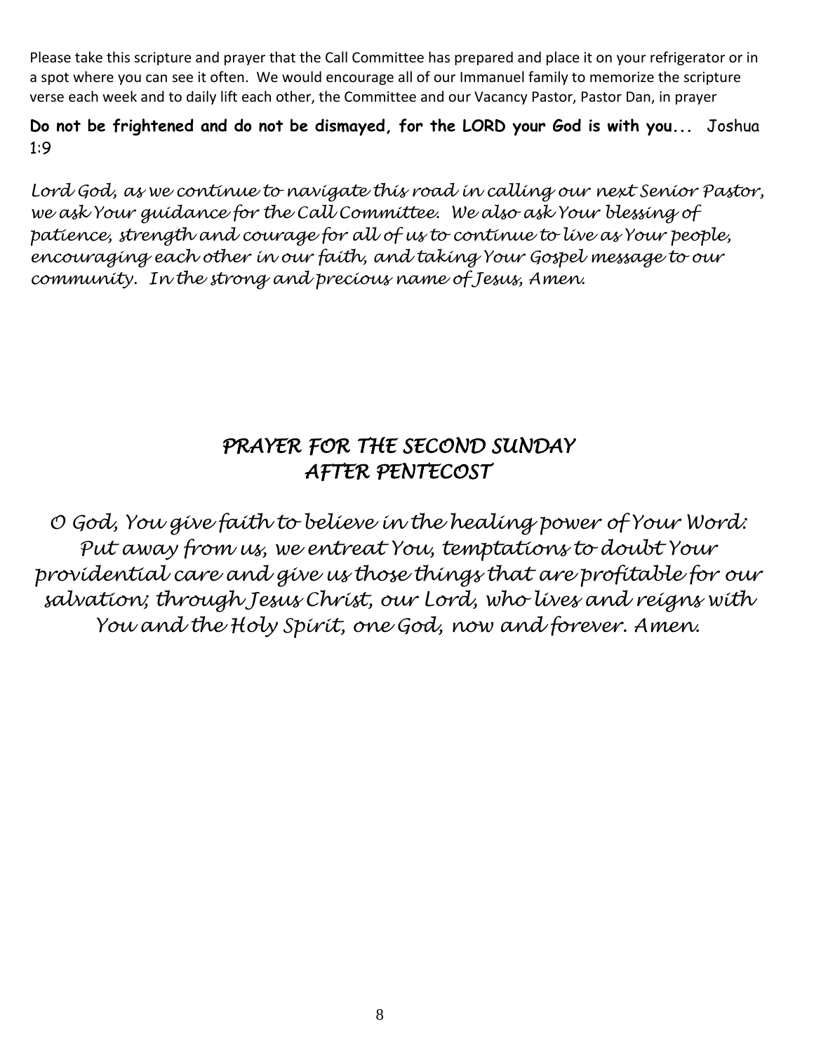Please take this scripture and prayer that the Call Committee has prepared and place it on your refrigerator or in a spot where you can see it often. We would encourage all of our Immanuel family to memorize the scripture verse each week and to daily lift each other, the Committee and our Vacancy Pastor, Pastor Dan, in prayer

**Do not be frightened and do not be dismayed, for the LORD your God is with you...** Joshua 1:9

*Lord God, as we continue to navigate this road in calling our next Senior Pastor, we ask Your guidance for the Call Committee. We also ask Your blessing of patience, strength and courage for all of us to continue to live as Your people, encouraging each other in our faith, and taking Your Gospel message to our community. In the strong and precious name of Jesus, Amen.*

## *PRAYER FOR THE SECOND SUNDAY AFTER PENTECOST*

*O God, You give faith to believe in the healing power of Your Word: Put away from us, we entreat You, temptations to doubt Your providential care and give us those things that are profitable for our salvation; through Jesus Christ, our Lord, who lives and reigns with You and the Holy Spirit, one God, now and forever. Amen.*